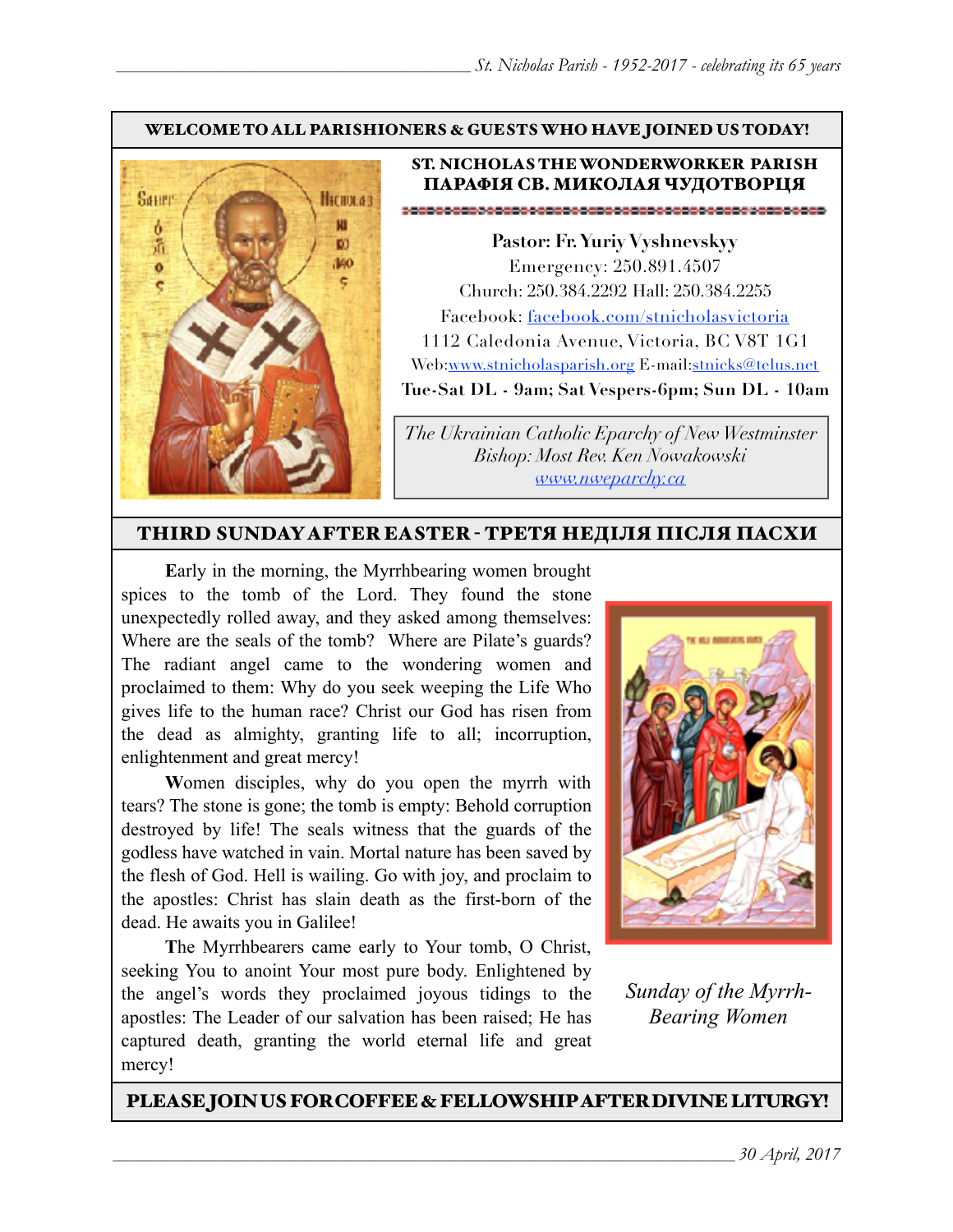**WELCOME TO ALL PARISHIONERS & GUESTS WHO HAVE JOINED US TODAY!**

## ST. NICHOLAS THE WONDERWORKER PARISH
## ПАРАФІЯ СВ. МИКОЛАЯ ЧУДОТВОРЦЯ

**Pastor: Fr. Yuriy Vyshnevskyy**
Emergency: 250.891.4507
Church: 250.384.2292 Hall: 250.384.2255
Facebook: facebook.com/stnicholasvictoria
1112 Caledonia Avenue, Victoria, BC V8T 1G1
Web:www.stnicholasparish.org E-mail:stnicks@telus.net
**Tue-Sat DL - 9am; Sat Vespers-6pm; Sun DL - 10am**

*The Ukrainian Catholic Eparchy of New Westminster*
*Bishop: Most Rev. Ken Nowakowski*
*www.nweparchy.ca*

## THIRD SUNDAY AFTER EASTER - ТРЕТЯ НЕДІЛЯ ПІСЛЯ ПАСХИ

**E**arly in the morning, the Myrrhbearing women brought spices to the tomb of the Lord. They found the stone unexpectedly rolled away, and they asked among themselves: Where are the seals of the tomb? Where are Pilate's guards? The radiant angel came to the wondering women and proclaimed to them: Why do you seek weeping the Life Who gives life to the human race? Christ our God has risen from the dead as almighty, granting life to all; incorruption, enlightenment and great mercy!

**W**omen disciples, why do you open the myrrh with tears? The stone is gone; the tomb is empty: Behold corruption destroyed by life! The seals witness that the guards of the godless have watched in vain. Mortal nature has been saved by the flesh of God. Hell is wailing. Go with joy, and proclaim to the apostles: Christ has slain death as the first-born of the dead. He awaits you in Galilee!

**T**he Myrrhbearers came early to Your tomb, O Christ, seeking You to anoint Your most pure body. Enlightened by the angel's words they proclaimed joyous tidings to the apostles: The Leader of our salvation has been raised; He has captured death, granting the world eternal life and great mercy!

*Sunday of the Myrrh-Bearing Women*

**PLEASE JOIN US FOR COFFEE & FELLOWSHIP AFTER DIVINE LITURGY!**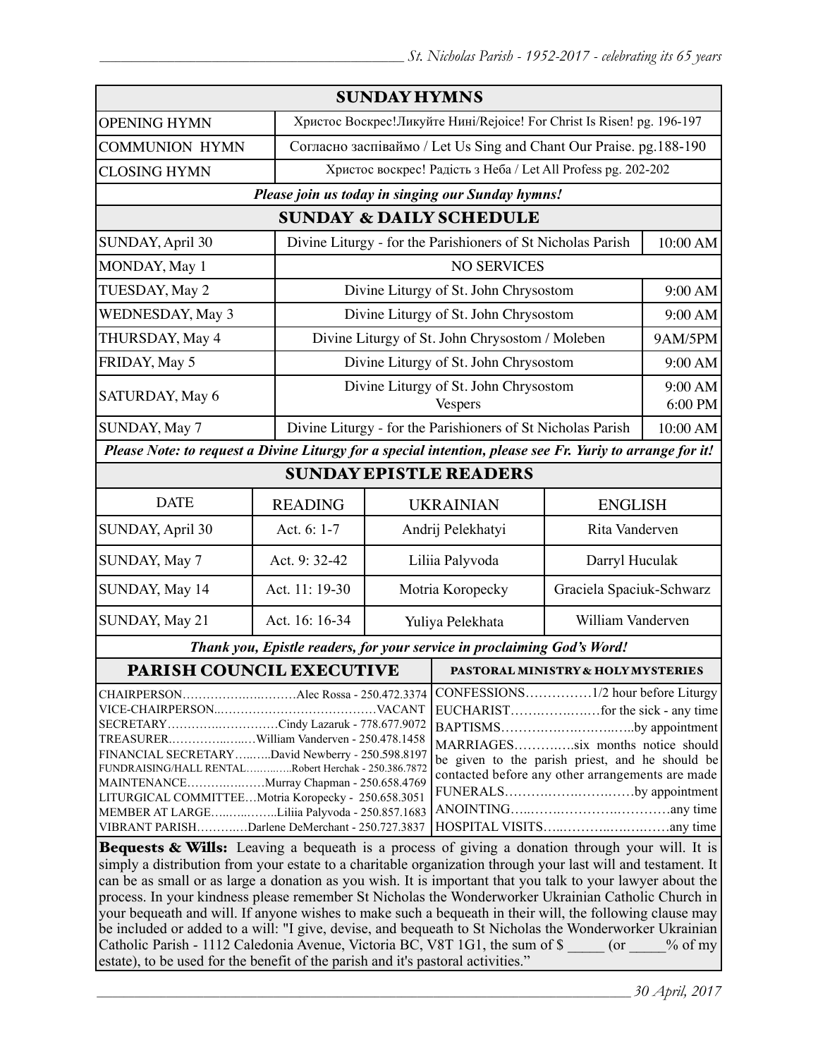## SUNDAY HYMNS

| | |
|---|---|
| OPENING HYMN | Христос Воскрес!Ликуйте Нині/Rejoice! For Christ Is Risen! pg. 196-197 |
| COMMUNION HYMN | Согласно заспіваймо / Let Us Sing and Chant Our Praise. pg.188-190 |
| CLOSING HYMN | Христос воскрес! Радість з Неба / Let All Profess pg. 202-202 |

***Please join us today in singing our Sunday hymns!***

## SUNDAY & DAILY SCHEDULE

| | | |
|---|---|---|
| SUNDAY, April 30 | Divine Liturgy - for the Parishioners of St Nicholas Parish | 10:00 AM |
| MONDAY, May 1 | NO SERVICES | |
| TUESDAY, May 2 | Divine Liturgy of St. John Chrysostom | 9:00 AM |
| WEDNESDAY, May 3 | Divine Liturgy of St. John Chrysostom | 9:00 AM |
| THURSDAY, May 4 | Divine Liturgy of St. John Chrysostom / Moleben | 9AM/5PM |
| FRIDAY, May 5 | Divine Liturgy of St. John Chrysostom | 9:00 AM |
| SATURDAY, May 6 | Divine Liturgy of St. John Chrysostom<br>Vespers | 9:00 AM<br>6:00 PM |
| SUNDAY, May 7 | Divine Liturgy - for the Parishioners of St Nicholas Parish | 10:00 AM |

***Please Note: to request a Divine Liturgy for a special intention, please see Fr. Yuriy to arrange for it!***

## SUNDAY EPISTLE READERS

| DATE | READING | UKRAINIAN | ENGLISH |
|---|---|---|---|
| SUNDAY, April 30 | Act. 6: 1-7 | Andrij Pelekhatyi | Rita Vanderven |
| SUNDAY, May 7 | Act. 9: 32-42 | Liliia Palyvoda | Darryl Huculak |
| SUNDAY, May 14 | Act. 11: 19-30 | Motria Koropecky | Graciela Spaciuk-Schwarz |
| SUNDAY, May 21 | Act. 16: 16-34 | Yuliya Pelekhata | William Vanderven |

***Thank you, Epistle readers, for your service in proclaiming God's Word!***

## PARISH COUNCIL EXECUTIVE

CHAIRPERSON……………………Alec Rossa - 250.472.3374
VICE-CHAIRPERSON……………………VACANT
SECRETARY……………………Cindy Lazaruk - 778.677.9072
TREASURER……………………William Vanderven - 250.478.1458
FINANCIAL SECRETARY……David Newberry - 250.598.8197
FUNDRAISING/HALL RENTAL……Robert Herchak - 250.386.7872
MAINTENANCE……………Murray Chapman - 250.658.4769
LITURGICAL COMMITTEE…Motria Koropecky - 250.658.3051
MEMBER AT LARGE……………Liliia Palyvoda - 250.857.1683
VIBRANT PARISH…………Darlene DeMerchant - 250.727.3837

## PASTORAL MINISTRY & HOLY MYSTERIES

CONFESSIONS……………1/2 hour before Liturgy
EUCHARIST……………for the sick - any time
BAPTISMS……………………by appointment
MARRIAGES…………six months notice should be given to the parish priest, and he should be contacted before any other arrangements are made
FUNERALS……………………by appointment
ANOINTING……………………any time
HOSPITAL VISITS……………………any time

**Bequests & Wills:** Leaving a bequeath is a process of giving a donation through your will. It is simply a distribution from your estate to a charitable organization through your last will and testament. It can be as small or as large a donation as you wish. It is important that you talk to your lawyer about the process. In your kindness please remember St Nicholas the Wonderworker Ukrainian Catholic Church in your bequeath and will. If anyone wishes to make such a bequeath in their will, the following clause may be included or added to a will: "I give, devise, and bequeath to St Nicholas the Wonderworker Ukrainian Catholic Parish - 1112 Caledonia Avenue, Victoria BC, V8T 1G1, the sum of $ _____ (or _____% of my estate), to be used for the benefit of the parish and it's pastoral activities."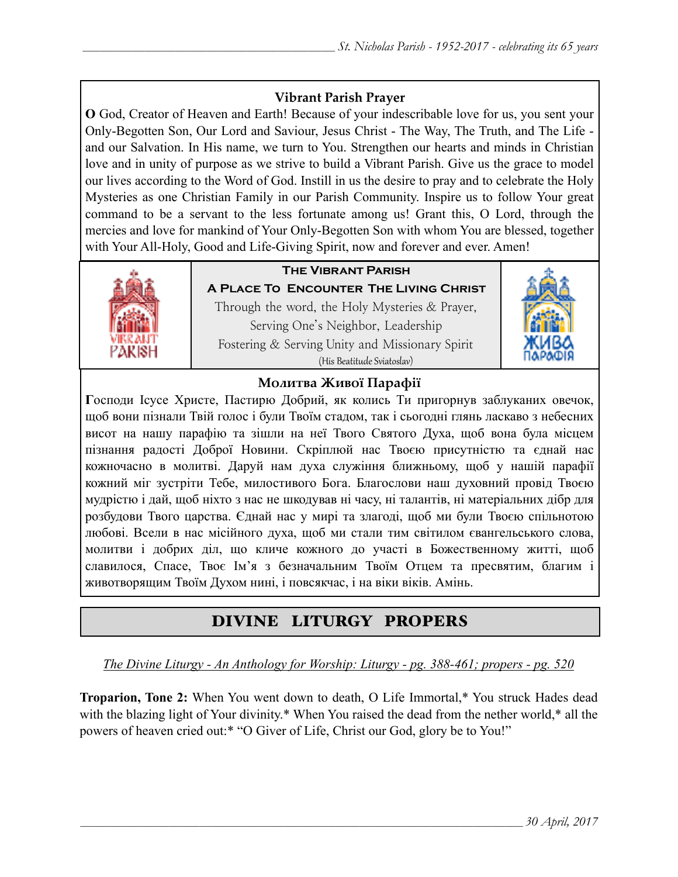### Vibrant Parish Prayer

**O** God, Creator of Heaven and Earth! Because of your indescribable love for us, you sent your Only-Begotten Son, Our Lord and Saviour, Jesus Christ - The Way, The Truth, and The Life - and our Salvation. In His name, we turn to You. Strengthen our hearts and minds in Christian love and in unity of purpose as we strive to build a Vibrant Parish. Give us the grace to model our lives according to the Word of God. Instill in us the desire to pray and to celebrate the Holy Mysteries as one Christian Family in our Parish Community. Inspire us to follow Your great command to be a servant to the less fortunate among us! Grant this, O Lord, through the mercies and love for mankind of Your Only-Begotten Son with whom You are blessed, together with Your All-Holy, Good and Life-Giving Spirit, now and forever and ever. Amen!

**The Vibrant Parish**

**A Place To Encounter The Living Christ**

Through the word, the Holy Mysteries & Prayer,
Serving One's Neighbor, Leadership
Fostering & Serving Unity and Missionary Spirit
(His Beatitude Sviatoslav)

### Молитва Живої Парафії

**Г**осподи Ісусе Христе, Пастирю Добрий, як колись Ти пригорнув заблуканих овечок, щоб вони пізнали Твій голос і були Твоїм стадом, так і сьогодні глянь ласкаво з небесних висот на нашу парафію та зішли на неї Твого Святого Духа, щоб вона була місцем пізнання радості Доброї Новини. Скріплюй нас Твоєю присутністю та єднай нас кожночасно в молитві. Даруй нам духа служіння ближньому, щоб у нашій парафії кожний міг зустріти Тебе, милостивого Бога. Благослови наш духовний провід Твоєю мудрістю і дай, щоб ніхто з нас не шкодував ні часу, ні талантів, ні матеріальних дібр для розбудови Твого царства. Єднай нас у мирі та злагоді, щоб ми були Твоєю спільнотою любові. Всели в нас місійного духа, щоб ми стали тим світилом євангельського слова, молитви і добрих діл, що кличе кожного до участі в Божественному житті, щоб славилося, Спасе, Твоє Ім'я з безначальним Твоїм Отцем та пресвятим, благим і животворящим Твоїм Духом нині, і повсякчас, і на віки віків. Амінь.

## DIVINE LITURGY PROPERS

*The Divine Liturgy - An Anthology for Worship: Liturgy - pg. 388-461; propers - pg. 520*

**Troparion, Tone 2:** When You went down to death, O Life Immortal,* You struck Hades dead with the blazing light of Your divinity.* When You raised the dead from the nether world,* all the powers of heaven cried out:* "O Giver of Life, Christ our God, glory be to You!"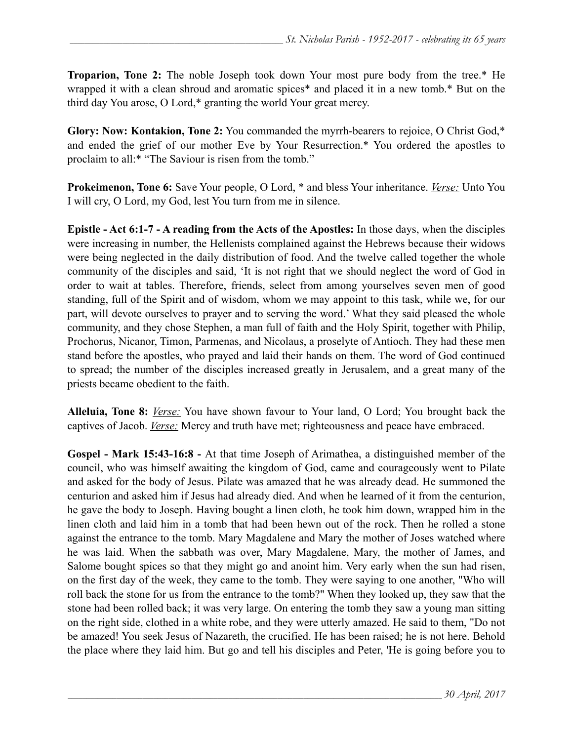**Troparion, Tone 2:** The noble Joseph took down Your most pure body from the tree.* He wrapped it with a clean shroud and aromatic spices* and placed it in a new tomb.* But on the third day You arose, O Lord,* granting the world Your great mercy.

**Glory: Now: Kontakion, Tone 2:** You commanded the myrrh-bearers to rejoice, O Christ God,* and ended the grief of our mother Eve by Your Resurrection.* You ordered the apostles to proclaim to all:* "The Saviour is risen from the tomb."

**Prokeimenon, Tone 6:** Save Your people, O Lord, * and bless Your inheritance. *Verse:* Unto You I will cry, O Lord, my God, lest You turn from me in silence.

**Epistle - Act 6:1-7 - A reading from the Acts of the Apostles:** In those days, when the disciples were increasing in number, the Hellenists complained against the Hebrews because their widows were being neglected in the daily distribution of food. And the twelve called together the whole community of the disciples and said, 'It is not right that we should neglect the word of God in order to wait at tables. Therefore, friends, select from among yourselves seven men of good standing, full of the Spirit and of wisdom, whom we may appoint to this task, while we, for our part, will devote ourselves to prayer and to serving the word.' What they said pleased the whole community, and they chose Stephen, a man full of faith and the Holy Spirit, together with Philip, Prochorus, Nicanor, Timon, Parmenas, and Nicolaus, a proselyte of Antioch. They had these men stand before the apostles, who prayed and laid their hands on them. The word of God continued to spread; the number of the disciples increased greatly in Jerusalem, and a great many of the priests became obedient to the faith.

**Alleluia, Tone 8:** *Verse:* You have shown favour to Your land, O Lord; You brought back the captives of Jacob. *Verse:* Mercy and truth have met; righteousness and peace have embraced.

**Gospel - Mark 15:43-16:8 -** At that time Joseph of Arimathea, a distinguished member of the council, who was himself awaiting the kingdom of God, came and courageously went to Pilate and asked for the body of Jesus. Pilate was amazed that he was already dead. He summoned the centurion and asked him if Jesus had already died. And when he learned of it from the centurion, he gave the body to Joseph. Having bought a linen cloth, he took him down, wrapped him in the linen cloth and laid him in a tomb that had been hewn out of the rock. Then he rolled a stone against the entrance to the tomb. Mary Magdalene and Mary the mother of Joses watched where he was laid. When the sabbath was over, Mary Magdalene, Mary, the mother of James, and Salome bought spices so that they might go and anoint him. Very early when the sun had risen, on the first day of the week, they came to the tomb. They were saying to one another, "Who will roll back the stone for us from the entrance to the tomb?" When they looked up, they saw that the stone had been rolled back; it was very large. On entering the tomb they saw a young man sitting on the right side, clothed in a white robe, and they were utterly amazed. He said to them, "Do not be amazed! You seek Jesus of Nazareth, the crucified. He has been raised; he is not here. Behold the place where they laid him. But go and tell his disciples and Peter, 'He is going before you to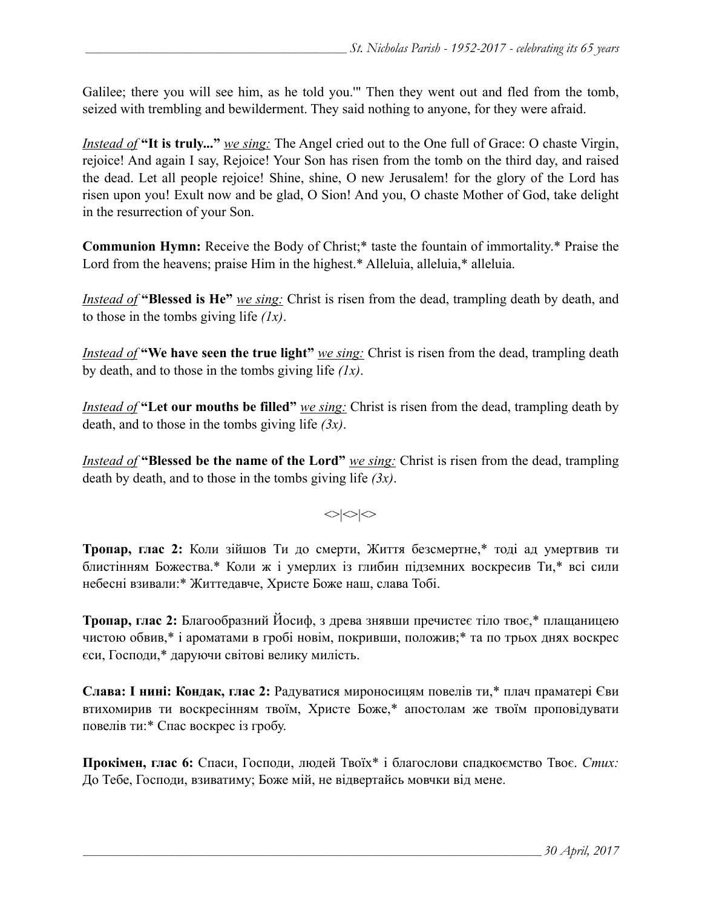Galilee; there you will see him, as he told you.'" Then they went out and fled from the tomb, seized with trembling and bewilderment. They said nothing to anyone, for they were afraid.

*Instead of* **"It is truly..."** *we sing:* The Angel cried out to the One full of Grace: O chaste Virgin, rejoice! And again I say, Rejoice! Your Son has risen from the tomb on the third day, and raised the dead. Let all people rejoice! Shine, shine, O new Jerusalem! for the glory of the Lord has risen upon you! Exult now and be glad, O Sion! And you, O chaste Mother of God, take delight in the resurrection of your Son.

**Communion Hymn:** Receive the Body of Christ;* taste the fountain of immortality.* Praise the Lord from the heavens; praise Him in the highest.* Alleluia, alleluia,* alleluia.

*Instead of* **"Blessed is He"** *we sing:* Christ is risen from the dead, trampling death by death, and to those in the tombs giving life *(1x)*.

*Instead of* **"We have seen the true light"** *we sing:* Christ is risen from the dead, trampling death by death, and to those in the tombs giving life *(1x)*.

*Instead of* **"Let our mouths be filled"** *we sing:* Christ is risen from the dead, trampling death by death, and to those in the tombs giving life *(3x)*.

*Instead of* **"Blessed be the name of the Lord"** *we sing:* Christ is risen from the dead, trampling death by death, and to those in the tombs giving life *(3x)*.

<>|<>|<>

**Тропар, глас 2:** Коли зійшов Ти до смерти, Життя безсмертне,* тоді ад умертвив ти блистінням Божества.* Коли ж і умерлих із глибин підземних воскресив Ти,* всі сили небесні взивали:* Життедавче, Христе Боже наш, слава Тобі.

**Тропар, глас 2:** Благообразний Йосиф, з древа знявши пречистеє тіло твоє,* плащаницею чистою обвив,* і ароматами в гробі новім, покривши, положив;* та по трьох днях воскрес єси, Господи,* даруючи світові велику милість.

**Слава: І нині: Кондак, глас 2:** Радуватися мироносицям повелів ти,* плач праматері Єви втихомирив ти воскресінням твоїм, Христе Боже,* апостолам же твоїм проповідувати повелів ти:* Спас воскрес із гробу.

**Прокімен, глас 6:** Спаси, Господи, людей Твоїх* і благослови спадкоємство Твоє. *Стих:* До Тебе, Господи, взиватиму; Боже мій, не відвертайсь мовчки від мене.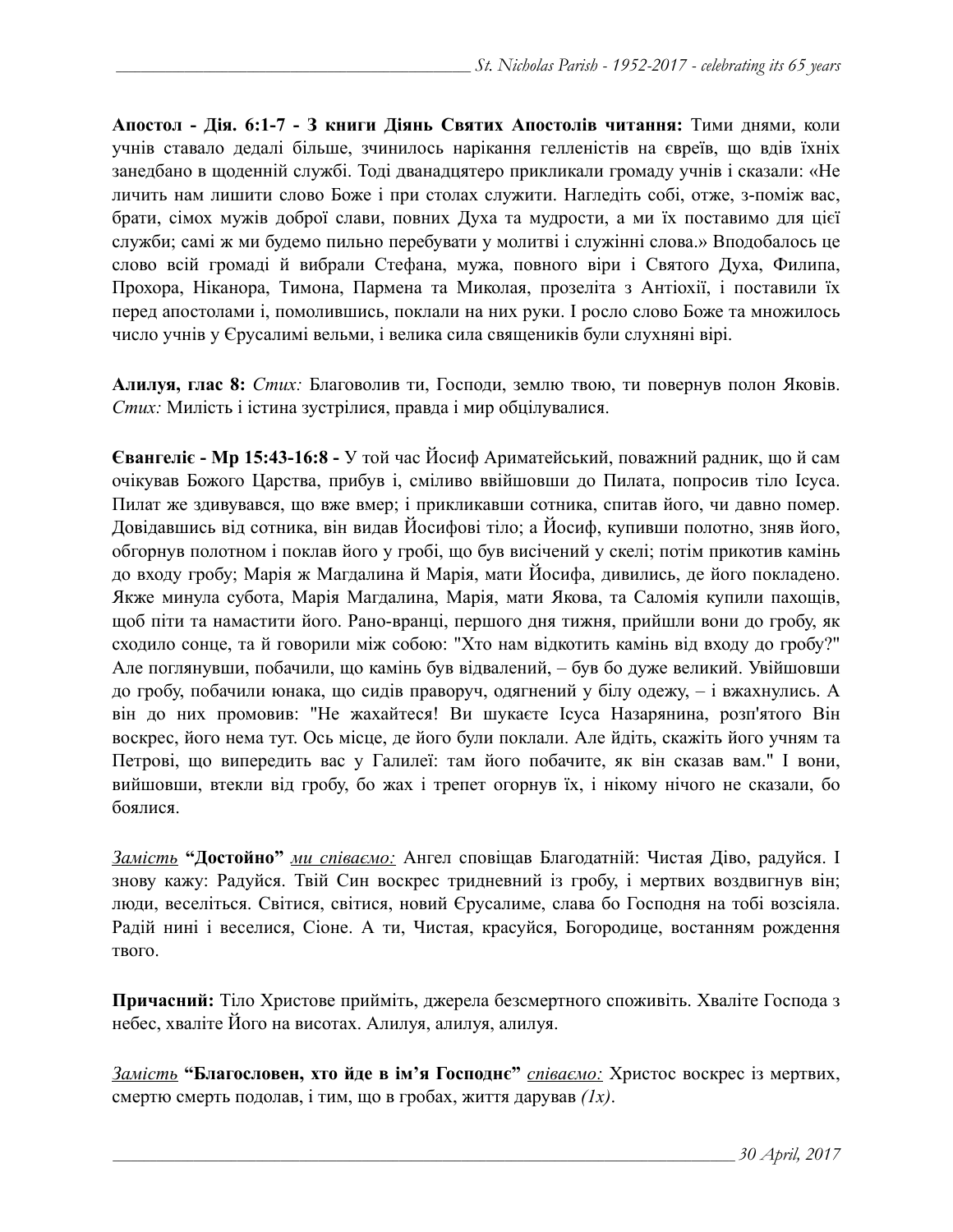**Апостол - Дія. 6:1-7 - З книги Діянь Святих Апостолів читання:** Тими днями, коли учнів ставало дедалі більше, зчинилось нарікання гелленістів на євреїв, що вдів їхніх занедбано в щоденній службі. Тоді дванадцятеро прикликали громаду учнів і сказали: «Не личить нам лишити слово Боже і при столах служити. Нагледіть собі, отже, з-поміж вас, брати, сімох мужів доброї слави, повних Духа та мудрости, а ми їх поставимо для цієї служби; самі ж ми будемо пильно перебувати у молитві і служінні слова.» Вподобалось це слово всій громаді й вибрали Стефана, мужа, повного віри і Святого Духа, Филипа, Прохора, Ніканора, Тимона, Пармена та Миколая, прозеліта з Антіохії, і поставили їх перед апостолами і, помолившись, поклали на них руки. І росло слово Боже та множилось число учнів у Єрусалимі вельми, і велика сила священиків були слухняні вірі.

**Алилуя, глас 8:** *Стих:* Благоволив ти, Господи, землю твою, ти повернув полон Яковів. *Стих:* Милість і істина зустрілися, правда і мир обцілувалися.

**Євангеліє - Мр 15:43-16:8 -** У той час Йосиф Ариматейський, поважний радник, що й сам очікував Божого Царства, прибув і, сміливо ввійшовши до Пилата, попросив тіло Ісуса. Пилат же здивувався, що вже вмер; і прикликавши сотника, спитав його, чи давно помер. Довідавшись від сотника, він видав Йосифові тіло; а Йосиф, купивши полотно, зняв його, обгорнув полотном і поклав його у гробі, що був висічений у скелі; потім прикотив камінь до входу гробу; Марія ж Магдалина й Марія, мати Йосифа, дивились, де його покладено. Якже минула субота, Марія Магдалина, Марія, мати Якова, та Саломія купили пахощів, щоб піти та намастити його. Рано-вранці, першого дня тижня, прийшли вони до гробу, як сходило сонце, та й говорили між собою: "Хто нам відкотить камінь від входу до гробу?" Але поглянувши, побачили, що камінь був відвалений, – був бо дуже великий. Увійшовши до гробу, побачили юнака, що сидів праворуч, одягнений у білу одежу, – і вжахнулись. А він до них промовив: "Не жахайтеся! Ви шукаєте Ісуса Назарянина, розп'ятого Він воскрес, його нема тут. Ось місце, де його були поклали. Але йдіть, скажіть його учням та Петрові, що випередить вас у Галилеї: там його побачите, як він сказав вам." І вони, вийшовши, втекли від гробу, бо жах і трепет огорнув їх, і нікому нічого не сказали, бо боялися.

*Замість* **"Достойно"** *ми співаємо:* Ангел сповіщав Благодатній: Чистая Діво, радуйся. І знову кажу: Радуйся. Твій Син воскрес тридневний із гробу, і мертвих воздвигнув він; люди, веселіться. Світися, світися, новий Єрусалиме, слава бо Господня на тобі возсіяла. Радій нині і веселися, Сіоне. А ти, Чистая, красуйся, Богородице, востанням рождення твого.

**Причасний:** Тіло Христове прийміть, джерела безсмертного споживіть. Хваліте Господа з небес, хваліте Його на висотах. Алилуя, алилуя, алилуя.

*Замість* **"Благословен, хто йде в ім'я Господнє"** *співаємо:* Христос воскрес із мертвих, смертю смерть подолав, і тим, що в гробах, життя дарував *(1x)*.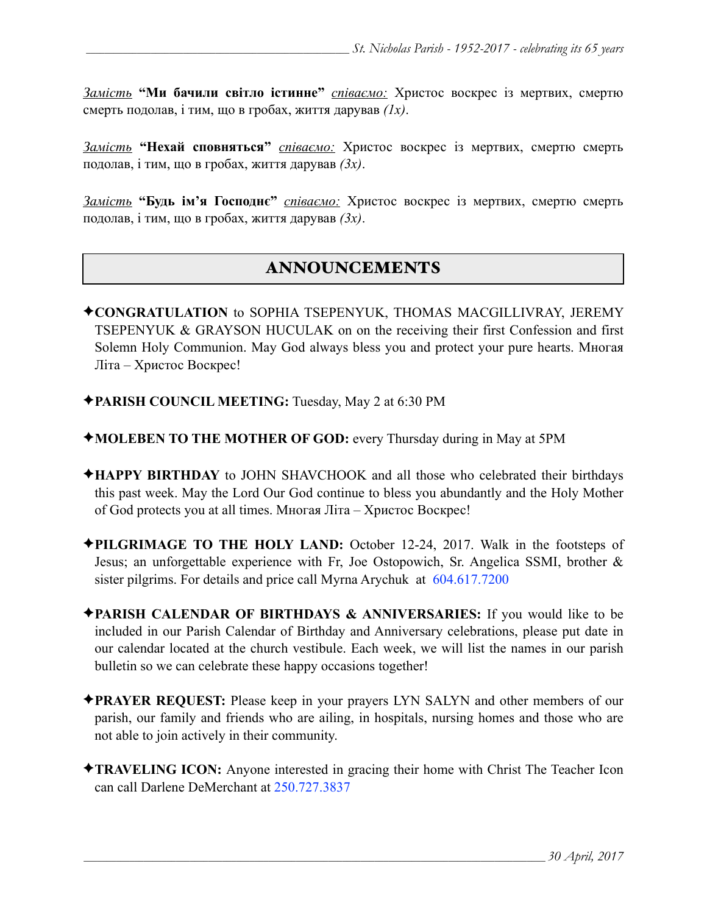*<u>Замість</u>* **"Ми бачили світло істинне"** *<u>співаємо:</u>* Христос воскрес із мертвих, смертю смерть подолав, і тим, що в гробах, життя дарував *(1x)*.

*<u>Замість</u>* **"Нехай сповняться"** *<u>співаємо:</u>* Христос воскрес із мертвих, смертю смерть подолав, і тим, що в гробах, життя дарував *(3x)*.

*<u>Замість</u>* **"Будь ім'я Господнє"** *<u>співаємо:</u>* Христос воскрес із мертвих, смертю смерть подолав, і тим, що в гробах, життя дарував *(3x)*.

## ANNOUNCEMENTS

✦**CONGRATULATION** to SOPHIA TSEPENYUK, THOMAS MACGILLIVRAY, JEREMY TSEPENYUK & GRAYSON HUCULAK on on the receiving their first Confession and first Solemn Holy Communion. May God always bless you and protect your pure hearts. Многая Літа – Христос Воскрес!

✦**PARISH COUNCIL MEETING:** Tuesday, May 2 at 6:30 PM

✦**MOLEBEN TO THE MOTHER OF GOD:** every Thursday during in May at 5PM

✦**HAPPY BIRTHDAY** to JOHN SHAVCHOOK and all those who celebrated their birthdays this past week. May the Lord Our God continue to bless you abundantly and the Holy Mother of God protects you at all times. Многая Літа – Христос Воскрес!

✦**PILGRIMAGE TO THE HOLY LAND:** October 12-24, 2017. Walk in the footsteps of Jesus; an unforgettable experience with Fr, Joe Ostopowich, Sr. Angelica SSMI, brother & sister pilgrims. For details and price call Myrna Arychuk at 604.617.7200

✦**PARISH CALENDAR OF BIRTHDAYS & ANNIVERSARIES:** If you would like to be included in our Parish Calendar of Birthday and Anniversary celebrations, please put date in our calendar located at the church vestibule. Each week, we will list the names in our parish bulletin so we can celebrate these happy occasions together!

✦**PRAYER REQUEST:** Please keep in your prayers LYN SALYN and other members of our parish, our family and friends who are ailing, in hospitals, nursing homes and those who are not able to join actively in their community.

✦**TRAVELING ICON:** Anyone interested in gracing their home with Christ The Teacher Icon can call Darlene DeMerchant at 250.727.3837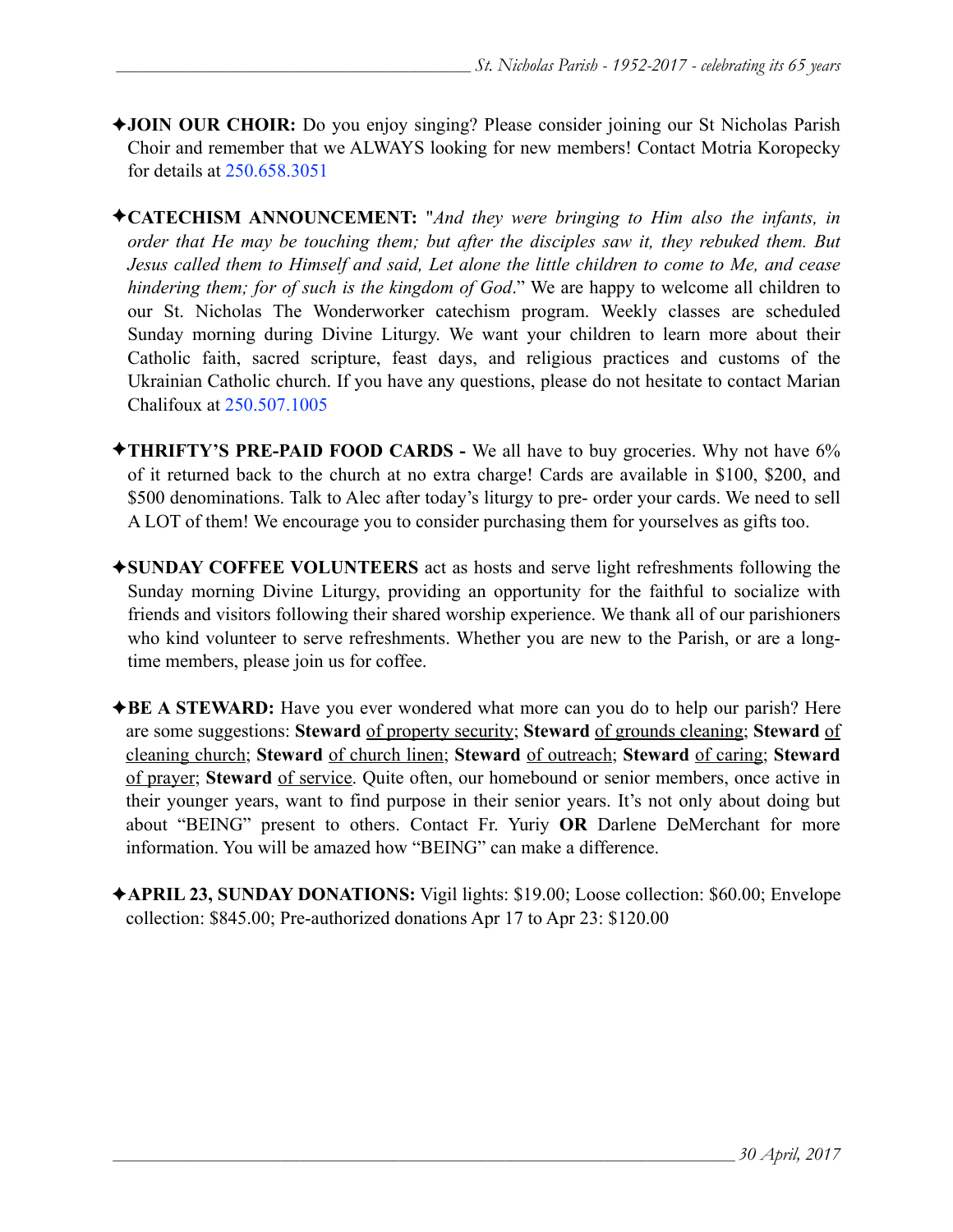✦**JOIN OUR CHOIR:** Do you enjoy singing? Please consider joining our St Nicholas Parish Choir and remember that we ALWAYS looking for new members! Contact Motria Koropecky for details at 250.658.3051

✦**CATECHISM ANNOUNCEMENT:** "*And they were bringing to Him also the infants, in order that He may be touching them; but after the disciples saw it, they rebuked them. But Jesus called them to Himself and said, Let alone the little children to come to Me, and cease hindering them; for of such is the kingdom of God*." We are happy to welcome all children to our St. Nicholas The Wonderworker catechism program. Weekly classes are scheduled Sunday morning during Divine Liturgy. We want your children to learn more about their Catholic faith, sacred scripture, feast days, and religious practices and customs of the Ukrainian Catholic church. If you have any questions, please do not hesitate to contact Marian Chalifoux at 250.507.1005

✦**THRIFTY'S PRE-PAID FOOD CARDS -** We all have to buy groceries. Why not have 6% of it returned back to the church at no extra charge! Cards are available in $100, $200, and $500 denominations. Talk to Alec after today's liturgy to pre- order your cards. We need to sell A LOT of them! We encourage you to consider purchasing them for yourselves as gifts too.

✦**SUNDAY COFFEE VOLUNTEERS** act as hosts and serve light refreshments following the Sunday morning Divine Liturgy, providing an opportunity for the faithful to socialize with friends and visitors following their shared worship experience. We thank all of our parishioners who kind volunteer to serve refreshments. Whether you are new to the Parish, or are a long-time members, please join us for coffee.

✦**BE A STEWARD:** Have you ever wondered what more can you do to help our parish? Here are some suggestions: **Steward** of property security; **Steward** of grounds cleaning; **Steward** of cleaning church; **Steward** of church linen; **Steward** of outreach; **Steward** of caring; **Steward** of prayer; **Steward** of service. Quite often, our homebound or senior members, once active in their younger years, want to find purpose in their senior years. It's not only about doing but about "BEING" present to others. Contact Fr. Yuriy **OR** Darlene DeMerchant for more information. You will be amazed how "BEING" can make a difference.

✦**APRIL 23, SUNDAY DONATIONS:** Vigil lights: $19.00; Loose collection: $60.00; Envelope collection: $845.00; Pre-authorized donations Apr 17 to Apr 23: $120.00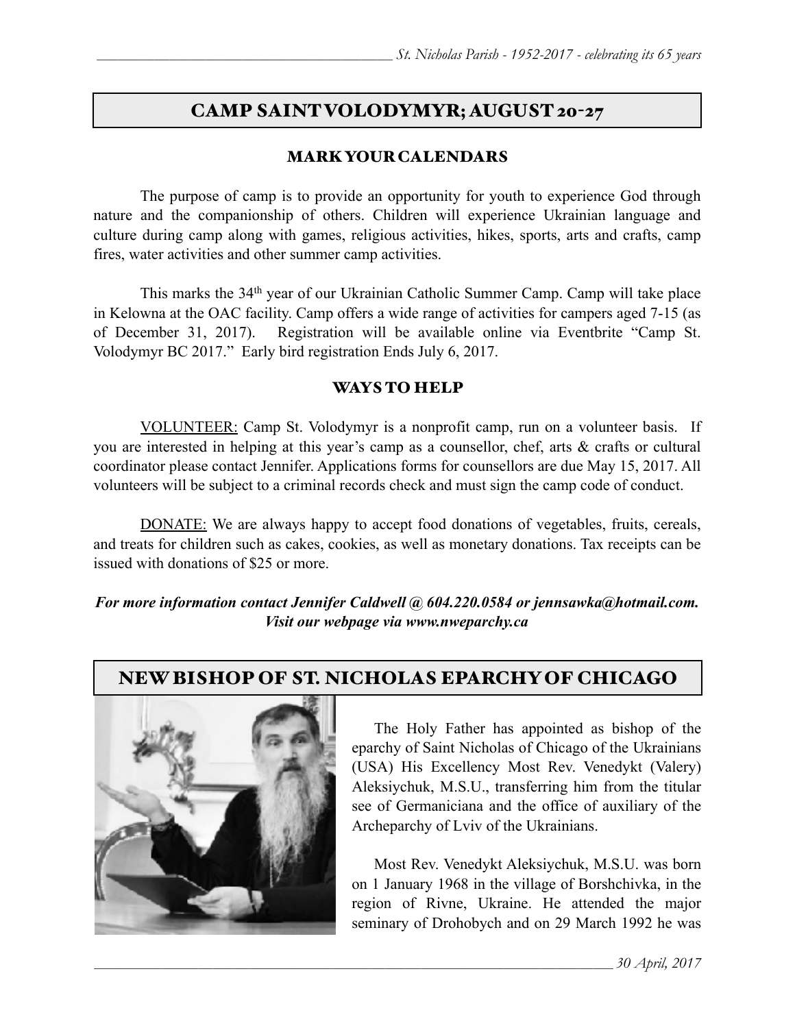## CAMP SAINT VOLODYMYR; AUGUST 20-27

### MARK YOUR CALENDARS

The purpose of camp is to provide an opportunity for youth to experience God through nature and the companionship of others. Children will experience Ukrainian language and culture during camp along with games, religious activities, hikes, sports, arts and crafts, camp fires, water activities and other summer camp activities.

This marks the 34th year of our Ukrainian Catholic Summer Camp. Camp will take place in Kelowna at the OAC facility. Camp offers a wide range of activities for campers aged 7-15 (as of December 31, 2017). Registration will be available online via Eventbrite "Camp St. Volodymyr BC 2017." Early bird registration Ends July 6, 2017.

### WAYS TO HELP

VOLUNTEER: Camp St. Volodymyr is a nonprofit camp, run on a volunteer basis. If you are interested in helping at this year's camp as a counsellor, chef, arts & crafts or cultural coordinator please contact Jennifer. Applications forms for counsellors are due May 15, 2017. All volunteers will be subject to a criminal records check and must sign the camp code of conduct.

DONATE: We are always happy to accept food donations of vegetables, fruits, cereals, and treats for children such as cakes, cookies, as well as monetary donations. Tax receipts can be issued with donations of $25 or more.

***For more information contact Jennifer Caldwell @ 604.220.0584 or jennsawka@hotmail.com. Visit our webpage via www.nweparchy.ca***

## NEW BISHOP OF ST. NICHOLAS EPARCHY OF CHICAGO

The Holy Father has appointed as bishop of the eparchy of Saint Nicholas of Chicago of the Ukrainians (USA) His Excellency Most Rev. Venedykt (Valery) Aleksiychuk, M.S.U., transferring him from the titular see of Germaniciana and the office of auxiliary of the Archeparchy of Lviv of the Ukrainians.

Most Rev. Venedykt Aleksiychuk, M.S.U. was born on 1 January 1968 in the village of Borshchivka, in the region of Rivne, Ukraine. He attended the major seminary of Drohobych and on 29 March 1992 he was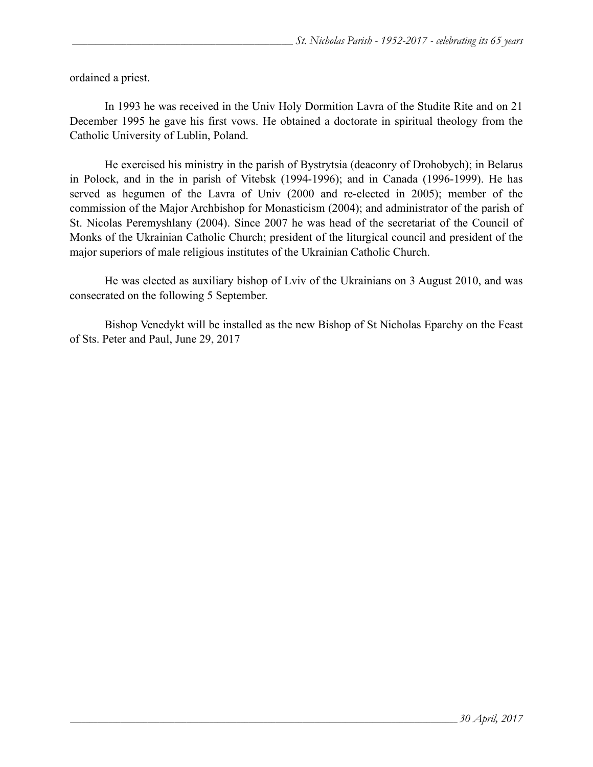ordained a priest.

In 1993 he was received in the Univ Holy Dormition Lavra of the Studite Rite and on 21 December 1995 he gave his first vows. He obtained a doctorate in spiritual theology from the Catholic University of Lublin, Poland.

He exercised his ministry in the parish of Bystrytsia (deaconry of Drohobych); in Belarus in Polock, and in the in parish of Vitebsk (1994-1996); and in Canada (1996-1999). He has served as hegumen of the Lavra of Univ (2000 and re-elected in 2005); member of the commission of the Major Archbishop for Monasticism (2004); and administrator of the parish of St. Nicolas Peremyshlany (2004). Since 2007 he was head of the secretariat of the Council of Monks of the Ukrainian Catholic Church; president of the liturgical council and president of the major superiors of male religious institutes of the Ukrainian Catholic Church.

He was elected as auxiliary bishop of Lviv of the Ukrainians on 3 August 2010, and was consecrated on the following 5 September.

Bishop Venedykt will be installed as the new Bishop of St Nicholas Eparchy on the Feast of Sts. Peter and Paul, June 29, 2017